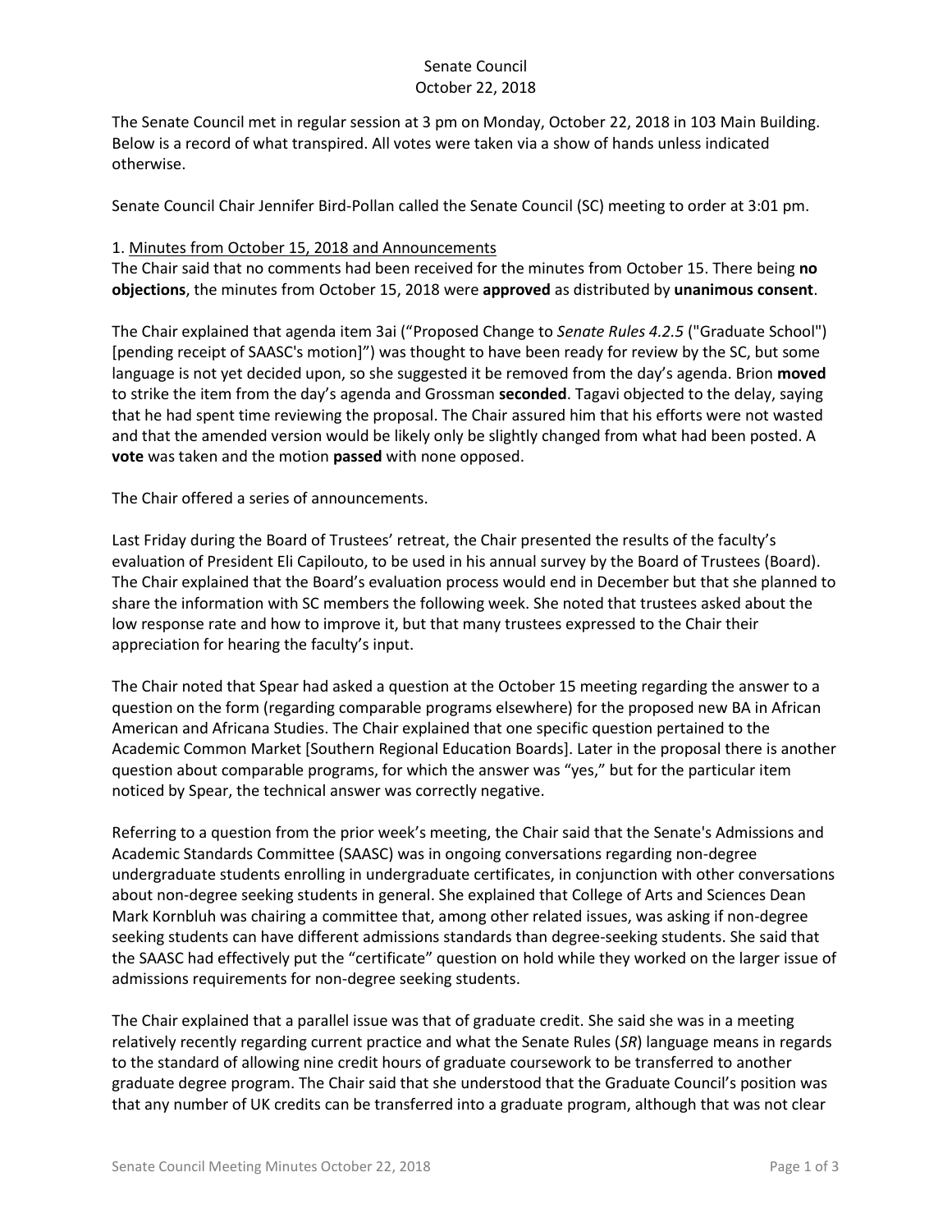Senate Council
October 22, 2018

The Senate Council met in regular session at 3 pm on Monday, October 22, 2018 in 103 Main Building. Below is a record of what transpired. All votes were taken via a show of hands unless indicated otherwise.

Senate Council Chair Jennifer Bird-Pollan called the Senate Council (SC) meeting to order at 3:01 pm.

1. Minutes from October 15, 2018 and Announcements

The Chair said that no comments had been received for the minutes from October 15. There being **no objections**, the minutes from October 15, 2018 were **approved** as distributed by **unanimous consent**.

The Chair explained that agenda item 3ai ("Proposed Change to *Senate Rules 4.2.5* ("Graduate School") [pending receipt of SAASC's motion]") was thought to have been ready for review by the SC, but some language is not yet decided upon, so she suggested it be removed from the day's agenda. Brion **moved** to strike the item from the day's agenda and Grossman **seconded**. Tagavi objected to the delay, saying that he had spent time reviewing the proposal. The Chair assured him that his efforts were not wasted and that the amended version would be likely only be slightly changed from what had been posted. A **vote** was taken and the motion **passed** with none opposed.

The Chair offered a series of announcements.

Last Friday during the Board of Trustees' retreat, the Chair presented the results of the faculty's evaluation of President Eli Capilouto, to be used in his annual survey by the Board of Trustees (Board). The Chair explained that the Board's evaluation process would end in December but that she planned to share the information with SC members the following week. She noted that trustees asked about the low response rate and how to improve it, but that many trustees expressed to the Chair their appreciation for hearing the faculty's input.

The Chair noted that Spear had asked a question at the October 15 meeting regarding the answer to a question on the form (regarding comparable programs elsewhere) for the proposed new BA in African American and Africana Studies. The Chair explained that one specific question pertained to the Academic Common Market [Southern Regional Education Boards]. Later in the proposal there is another question about comparable programs, for which the answer was "yes," but for the particular item noticed by Spear, the technical answer was correctly negative.

Referring to a question from the prior week's meeting, the Chair said that the Senate's Admissions and Academic Standards Committee (SAASC) was in ongoing conversations regarding non-degree undergraduate students enrolling in undergraduate certificates, in conjunction with other conversations about non-degree seeking students in general. She explained that College of Arts and Sciences Dean Mark Kornbluh was chairing a committee that, among other related issues, was asking if non-degree seeking students can have different admissions standards than degree-seeking students. She said that the SAASC had effectively put the "certificate" question on hold while they worked on the larger issue of admissions requirements for non-degree seeking students.

The Chair explained that a parallel issue was that of graduate credit. She said she was in a meeting relatively recently regarding current practice and what the Senate Rules (*SR*) language means in regards to the standard of allowing nine credit hours of graduate coursework to be transferred to another graduate degree program. The Chair said that she understood that the Graduate Council's position was that any number of UK credits can be transferred into a graduate program, although that was not clear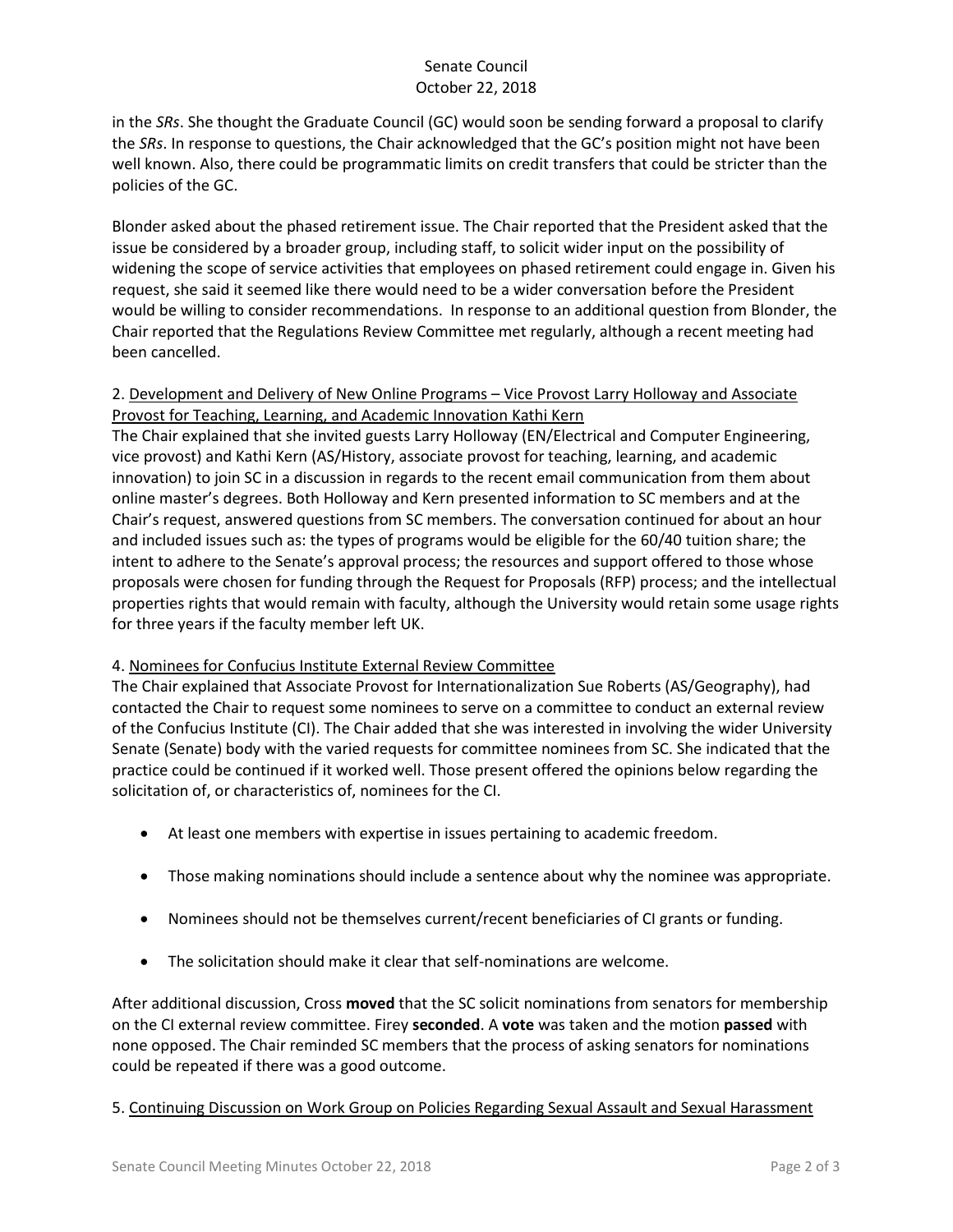in the *SRs*. She thought the Graduate Council (GC) would soon be sending forward a proposal to clarify the *SRs*. In response to questions, the Chair acknowledged that the GC's position might not have been well known. Also, there could be programmatic limits on credit transfers that could be stricter than the policies of the GC.

Blonder asked about the phased retirement issue. The Chair reported that the President asked that the issue be considered by a broader group, including staff, to solicit wider input on the possibility of widening the scope of service activities that employees on phased retirement could engage in. Given his request, she said it seemed like there would need to be a wider conversation before the President would be willing to consider recommendations. In response to an additional question from Blonder, the Chair reported that the Regulations Review Committee met regularly, although a recent meeting had been cancelled.

2. <u>Development and Delivery of New Online Programs – Vice Provost Larry Holloway and Associate Provost for Teaching, Learning, and Academic Innovation Kathi Kern</u>

The Chair explained that she invited guests Larry Holloway (EN/Electrical and Computer Engineering, vice provost) and Kathi Kern (AS/History, associate provost for teaching, learning, and academic innovation) to join SC in a discussion in regards to the recent email communication from them about online master's degrees. Both Holloway and Kern presented information to SC members and at the Chair's request, answered questions from SC members. The conversation continued for about an hour and included issues such as: the types of programs would be eligible for the 60/40 tuition share; the intent to adhere to the Senate's approval process; the resources and support offered to those whose proposals were chosen for funding through the Request for Proposals (RFP) process; and the intellectual properties rights that would remain with faculty, although the University would retain some usage rights for three years if the faculty member left UK.

4. <u>Nominees for Confucius Institute External Review Committee</u>

The Chair explained that Associate Provost for Internationalization Sue Roberts (AS/Geography), had contacted the Chair to request some nominees to serve on a committee to conduct an external review of the Confucius Institute (CI). The Chair added that she was interested in involving the wider University Senate (Senate) body with the varied requests for committee nominees from SC. She indicated that the practice could be continued if it worked well. Those present offered the opinions below regarding the solicitation of, or characteristics of, nominees for the CI.

- At least one members with expertise in issues pertaining to academic freedom.
- Those making nominations should include a sentence about why the nominee was appropriate.
- Nominees should not be themselves current/recent beneficiaries of CI grants or funding.
- The solicitation should make it clear that self-nominations are welcome.

After additional discussion, Cross **moved** that the SC solicit nominations from senators for membership on the CI external review committee. Firey **seconded**. A **vote** was taken and the motion **passed** with none opposed. The Chair reminded SC members that the process of asking senators for nominations could be repeated if there was a good outcome.

5. <u>Continuing Discussion on Work Group on Policies Regarding Sexual Assault and Sexual Harassment</u>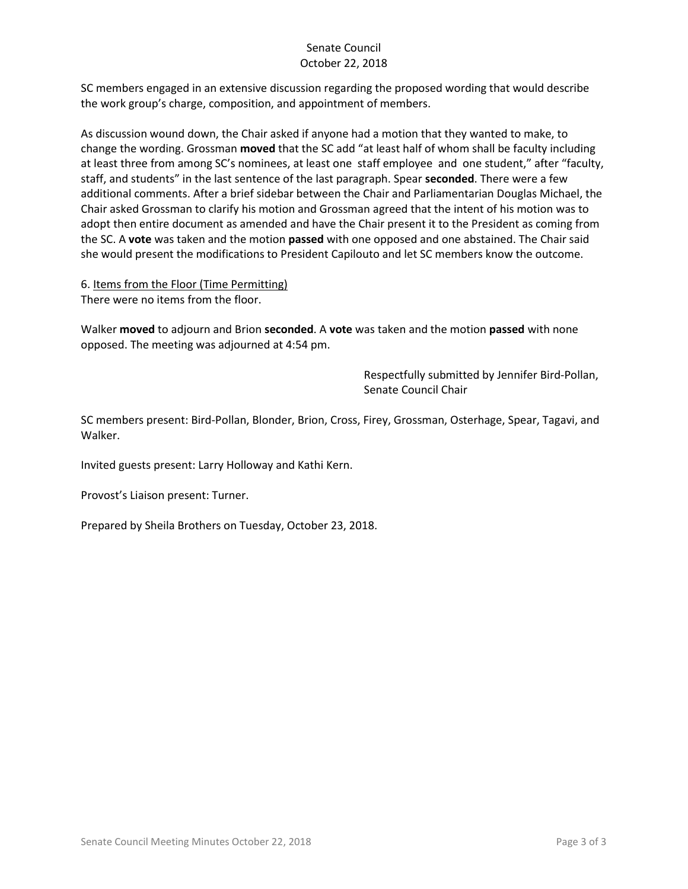SC members engaged in an extensive discussion regarding the proposed wording that would describe the work group's charge, composition, and appointment of members.

As discussion wound down, the Chair asked if anyone had a motion that they wanted to make, to change the wording. Grossman **moved** that the SC add "at least half of whom shall be faculty including at least three from among SC's nominees, at least one staff employee and one student," after "faculty, staff, and students" in the last sentence of the last paragraph. Spear **seconded**. There were a few additional comments. After a brief sidebar between the Chair and Parliamentarian Douglas Michael, the Chair asked Grossman to clarify his motion and Grossman agreed that the intent of his motion was to adopt then entire document as amended and have the Chair present it to the President as coming from the SC. A **vote** was taken and the motion **passed** with one opposed and one abstained. The Chair said she would present the modifications to President Capilouto and let SC members know the outcome.

6. Items from the Floor (Time Permitting)
There were no items from the floor.

Walker **moved** to adjourn and Brion **seconded**. A **vote** was taken and the motion **passed** with none opposed. The meeting was adjourned at 4:54 pm.

Respectfully submitted by Jennifer Bird-Pollan,
Senate Council Chair

SC members present: Bird-Pollan, Blonder, Brion, Cross, Firey, Grossman, Osterhage, Spear, Tagavi, and Walker.

Invited guests present: Larry Holloway and Kathi Kern.

Provost's Liaison present: Turner.

Prepared by Sheila Brothers on Tuesday, October 23, 2018.